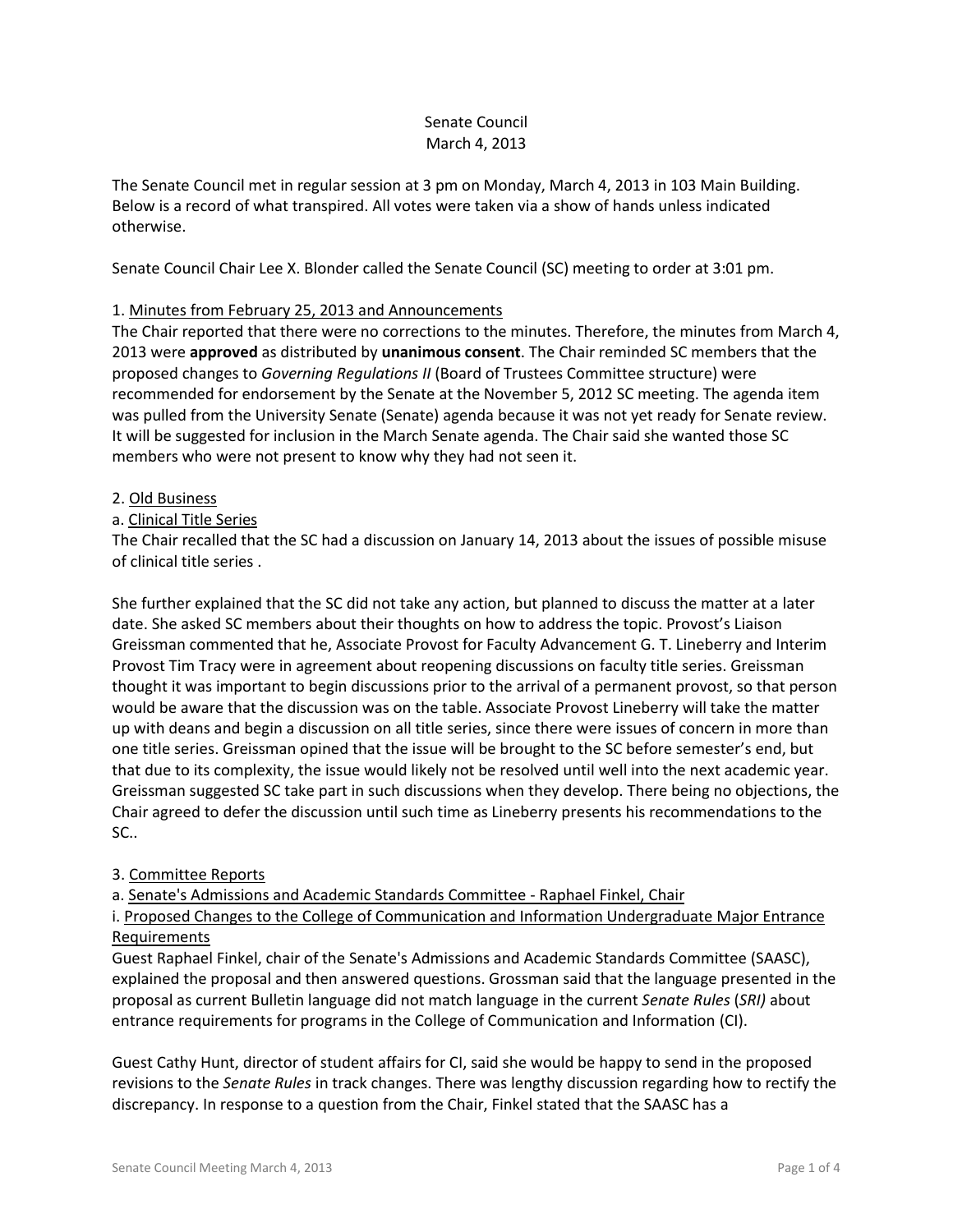Senate Council
March 4, 2013

The Senate Council met in regular session at 3 pm on Monday, March 4, 2013 in 103 Main Building. Below is a record of what transpired. All votes were taken via a show of hands unless indicated otherwise.

Senate Council Chair Lee X. Blonder called the Senate Council (SC) meeting to order at 3:01 pm.

1. Minutes from February 25, 2013 and Announcements

The Chair reported that there were no corrections to the minutes. Therefore, the minutes from March 4, 2013 were **approved** as distributed by **unanimous consent**. The Chair reminded SC members that the proposed changes to *Governing Regulations II* (Board of Trustees Committee structure) were recommended for endorsement by the Senate at the November 5, 2012 SC meeting. The agenda item was pulled from the University Senate (Senate) agenda because it was not yet ready for Senate review. It will be suggested for inclusion in the March Senate agenda. The Chair said she wanted those SC members who were not present to know why they had not seen it.

2. Old Business

a. Clinical Title Series

The Chair recalled that the SC had a discussion on January 14, 2013 about the issues of possible misuse of clinical title series .

She further explained that the SC did not take any action, but planned to discuss the matter at a later date. She asked SC members about their thoughts on how to address the topic. Provost's Liaison Greissman commented that he, Associate Provost for Faculty Advancement G. T. Lineberry and Interim Provost Tim Tracy were in agreement about reopening discussions on faculty title series. Greissman thought it was important to begin discussions prior to the arrival of a permanent provost, so that person would be aware that the discussion was on the table. Associate Provost Lineberry will take the matter up with deans and begin a discussion on all title series, since there were issues of concern in more than one title series. Greissman opined that the issue will be brought to the SC before semester's end, but that due to its complexity, the issue would likely not be resolved until well into the next academic year. Greissman suggested SC take part in such discussions when they develop. There being no objections, the Chair agreed to defer the discussion until such time as Lineberry presents his recommendations to the SC..

3. Committee Reports

a. Senate's Admissions and Academic Standards Committee - Raphael Finkel, Chair

i. Proposed Changes to the College of Communication and Information Undergraduate Major Entrance Requirements

Guest Raphael Finkel, chair of the Senate's Admissions and Academic Standards Committee (SAASC), explained the proposal and then answered questions. Grossman said that the language presented in the proposal as current Bulletin language did not match language in the current *Senate Rules* (*SRI)* about entrance requirements for programs in the College of Communication and Information (CI).

Guest Cathy Hunt, director of student affairs for CI, said she would be happy to send in the proposed revisions to the *Senate Rules* in track changes. There was lengthy discussion regarding how to rectify the discrepancy. In response to a question from the Chair, Finkel stated that the SAASC has a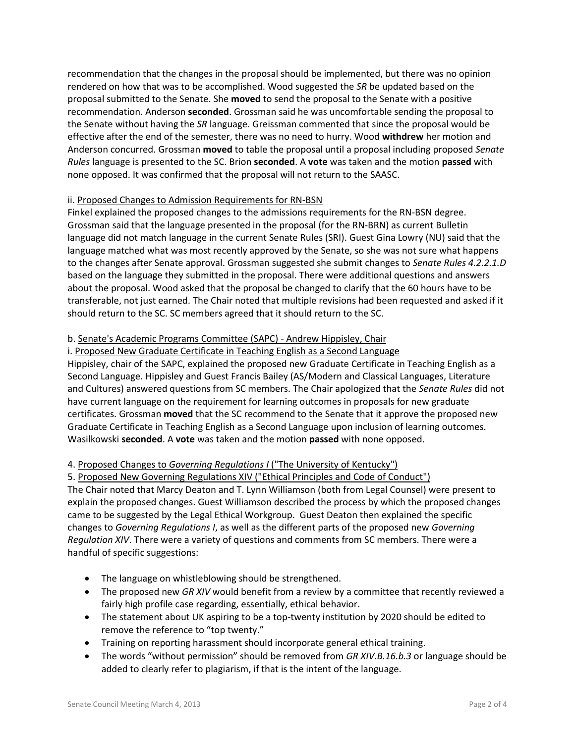recommendation that the changes in the proposal should be implemented, but there was no opinion rendered on how that was to be accomplished. Wood suggested the *SR* be updated based on the proposal submitted to the Senate. She **moved** to send the proposal to the Senate with a positive recommendation. Anderson **seconded**. Grossman said he was uncomfortable sending the proposal to the Senate without having the *SR* language. Greissman commented that since the proposal would be effective after the end of the semester, there was no need to hurry. Wood **withdrew** her motion and Anderson concurred. Grossman **moved** to table the proposal until a proposal including proposed *Senate Rules* language is presented to the SC. Brion **seconded**. A **vote** was taken and the motion **passed** with none opposed. It was confirmed that the proposal will not return to the SAASC.

ii. Proposed Changes to Admission Requirements for RN-BSN

Finkel explained the proposed changes to the admissions requirements for the RN-BSN degree. Grossman said that the language presented in the proposal (for the RN-BRN) as current Bulletin language did not match language in the current Senate Rules (SRI). Guest Gina Lowry (NU) said that the language matched what was most recently approved by the Senate, so she was not sure what happens to the changes after Senate approval. Grossman suggested she submit changes to *Senate Rules 4.2.2.1.D* based on the language they submitted in the proposal. There were additional questions and answers about the proposal. Wood asked that the proposal be changed to clarify that the 60 hours have to be transferable, not just earned. The Chair noted that multiple revisions had been requested and asked if it should return to the SC. SC members agreed that it should return to the SC.

b. Senate's Academic Programs Committee (SAPC) - Andrew Hippisley, Chair

i. Proposed New Graduate Certificate in Teaching English as a Second Language

Hippisley, chair of the SAPC, explained the proposed new Graduate Certificate in Teaching English as a Second Language. Hippisley and Guest Francis Bailey (AS/Modern and Classical Languages, Literature and Cultures) answered questions from SC members. The Chair apologized that the *Senate Rules* did not have current language on the requirement for learning outcomes in proposals for new graduate certificates. Grossman **moved** that the SC recommend to the Senate that it approve the proposed new Graduate Certificate in Teaching English as a Second Language upon inclusion of learning outcomes. Wasilkowski **seconded**. A **vote** was taken and the motion **passed** with none opposed.

4. Proposed Changes to *Governing Regulations I* ("The University of Kentucky")

5. Proposed New Governing Regulations XIV ("Ethical Principles and Code of Conduct")

The Chair noted that Marcy Deaton and T. Lynn Williamson (both from Legal Counsel) were present to explain the proposed changes. Guest Williamson described the process by which the proposed changes came to be suggested by the Legal Ethical Workgroup. Guest Deaton then explained the specific changes to *Governing Regulations I*, as well as the different parts of the proposed new *Governing Regulation XIV*. There were a variety of questions and comments from SC members. There were a handful of specific suggestions:

- The language on whistleblowing should be strengthened.
- The proposed new *GR XIV* would benefit from a review by a committee that recently reviewed a fairly high profile case regarding, essentially, ethical behavior.
- The statement about UK aspiring to be a top-twenty institution by 2020 should be edited to remove the reference to "top twenty."
- Training on reporting harassment should incorporate general ethical training.
- The words "without permission" should be removed from *GR XIV.B.16.b.3* or language should be added to clearly refer to plagiarism, if that is the intent of the language.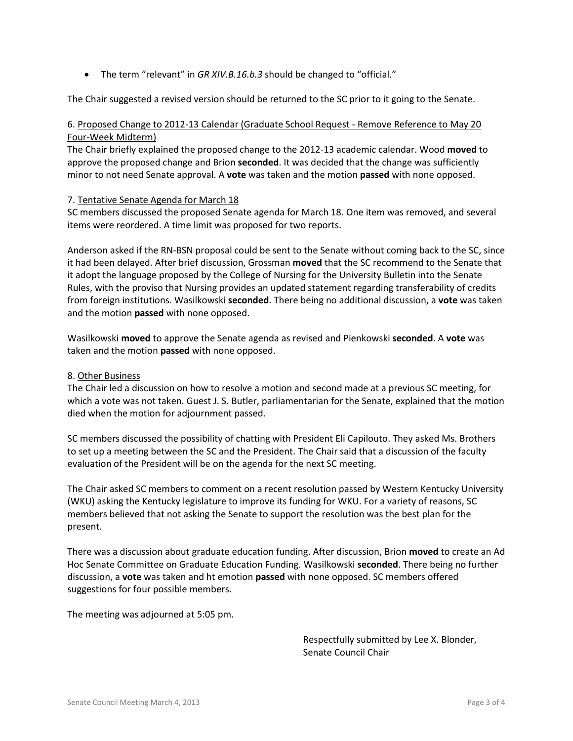- The term "relevant" in *GR XIV.B.16.b.3* should be changed to "official."

The Chair suggested a revised version should be returned to the SC prior to it going to the Senate.

6. Proposed Change to 2012-13 Calendar (Graduate School Request - Remove Reference to May 20 Four-Week Midterm)
The Chair briefly explained the proposed change to the 2012-13 academic calendar. Wood **moved** to approve the proposed change and Brion **seconded**. It was decided that the change was sufficiently minor to not need Senate approval. A **vote** was taken and the motion **passed** with none opposed.

7. Tentative Senate Agenda for March 18
SC members discussed the proposed Senate agenda for March 18. One item was removed, and several items were reordered. A time limit was proposed for two reports.

Anderson asked if the RN-BSN proposal could be sent to the Senate without coming back to the SC, since it had been delayed. After brief discussion, Grossman **moved** that the SC recommend to the Senate that it adopt the language proposed by the College of Nursing for the University Bulletin into the Senate Rules, with the proviso that Nursing provides an updated statement regarding transferability of credits from foreign institutions. Wasilkowski **seconded**. There being no additional discussion, a **vote** was taken and the motion **passed** with none opposed.

Wasilkowski **moved** to approve the Senate agenda as revised and Pienkowski **seconded**. A **vote** was taken and the motion **passed** with none opposed.

8. Other Business
The Chair led a discussion on how to resolve a motion and second made at a previous SC meeting, for which a vote was not taken. Guest J. S. Butler, parliamentarian for the Senate, explained that the motion died when the motion for adjournment passed.

SC members discussed the possibility of chatting with President Eli Capilouto. They asked Ms. Brothers to set up a meeting between the SC and the President. The Chair said that a discussion of the faculty evaluation of the President will be on the agenda for the next SC meeting.

The Chair asked SC members to comment on a recent resolution passed by Western Kentucky University (WKU) asking the Kentucky legislature to improve its funding for WKU. For a variety of reasons, SC members believed that not asking the Senate to support the resolution was the best plan for the present.

There was a discussion about graduate education funding. After discussion, Brion **moved** to create an Ad Hoc Senate Committee on Graduate Education Funding. Wasilkowski **seconded**. There being no further discussion, a **vote** was taken and ht emotion **passed** with none opposed. SC members offered suggestions for four possible members.

The meeting was adjourned at 5:05 pm.

Respectfully submitted by Lee X. Blonder,
Senate Council Chair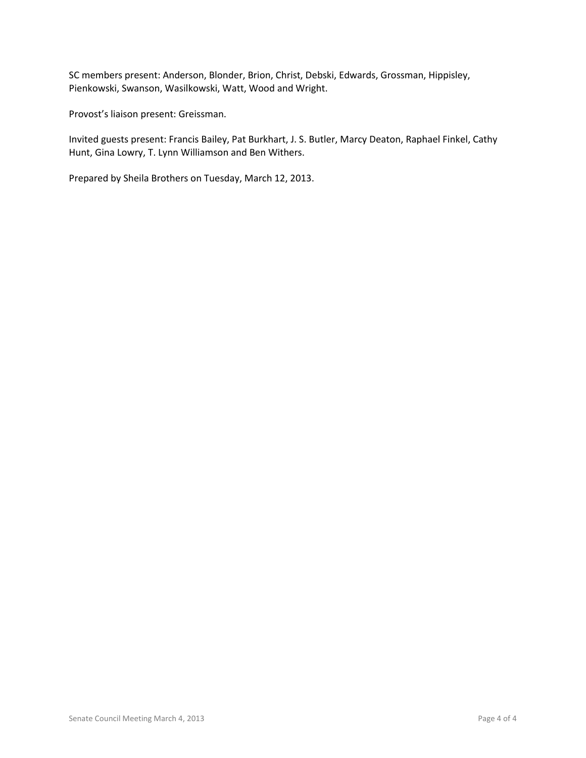SC members present: Anderson, Blonder, Brion, Christ, Debski, Edwards, Grossman, Hippisley, Pienkowski, Swanson, Wasilkowski, Watt, Wood and Wright.

Provost's liaison present: Greissman.

Invited guests present: Francis Bailey, Pat Burkhart, J. S. Butler, Marcy Deaton, Raphael Finkel, Cathy Hunt, Gina Lowry, T. Lynn Williamson and Ben Withers.

Prepared by Sheila Brothers on Tuesday, March 12, 2013.